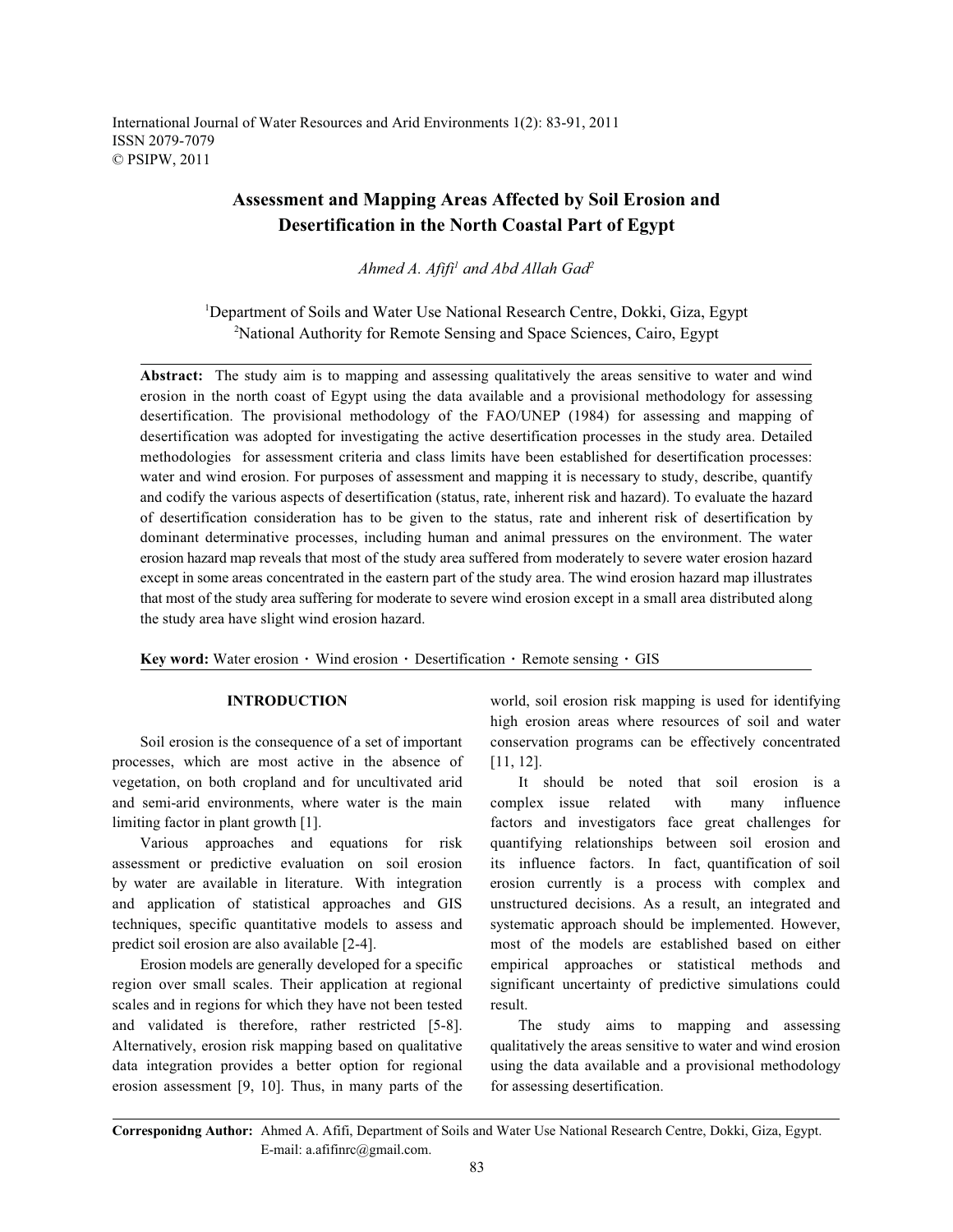# Assessment and Mapping Areas Affected by Soil Erosion and Desertification in the North Coastal Part of Egypt

*Ahmed A. Afifi*[1] *and Abd Allah Gad*[2]

[1]Department of Soils and Water Use National Research Centre, Dokki, Giza, Egypt
[2]National Authority for Remote Sensing and Space Sciences, Cairo, Egypt

**Abstract:** The study aim is to mapping and assessing qualitatively the areas sensitive to water and wind erosion in the north coast of Egypt using the data available and a provisional methodology for assessing desertification. The provisional methodology of the FAO/UNEP (1984) for assessing and mapping of desertification was adopted for investigating the active desertification processes in the study area. Detailed methodologies for assessment criteria and class limits have been established for desertification processes: water and wind erosion. For purposes of assessment and mapping it is necessary to study, describe, quantify and codify the various aspects of desertification (status, rate, inherent risk and hazard). To evaluate the hazard of desertification consideration has to be given to the status, rate and inherent risk of desertification by dominant determinative processes, including human and animal pressures on the environment. The water erosion hazard map reveals that most of the study area suffered from moderately to severe water erosion hazard except in some areas concentrated in the eastern part of the study area. The wind erosion hazard map illustrates that most of the study area suffering for moderate to severe wind erosion except in a small area distributed along the study area have slight wind erosion hazard.

**Key word:** Water erosion · Wind erosion · Desertification · Remote sensing · GIS

## INTRODUCTION

Soil erosion is the consequence of a set of important processes, which are most active in the absence of vegetation, on both cropland and for uncultivated arid and semi-arid environments, where water is the main limiting factor in plant growth [1].

Various approaches and equations for risk assessment or predictive evaluation on soil erosion by water are available in literature. With integration and application of statistical approaches and GIS techniques, specific quantitative models to assess and predict soil erosion are also available [2-4].

Erosion models are generally developed for a specific region over small scales. Their application at regional scales and in regions for which they have not been tested and validated is therefore, rather restricted [5-8]. Alternatively, erosion risk mapping based on qualitative data integration provides a better option for regional erosion assessment [9, 10]. Thus, in many parts of the world, soil erosion risk mapping is used for identifying high erosion areas where resources of soil and water conservation programs can be effectively concentrated [11, 12].

It should be noted that soil erosion is a complex issue related with many influence factors and investigators face great challenges for quantifying relationships between soil erosion and its influence factors. In fact, quantification of soil erosion currently is a process with complex and unstructured decisions. As a result, an integrated and systematic approach should be implemented. However, most of the models are established based on either empirical approaches or statistical methods and significant uncertainty of predictive simulations could result.

The study aims to mapping and assessing qualitatively the areas sensitive to water and wind erosion using the data available and a provisional methodology for assessing desertification.

**Corresponidng Author:** Ahmed A. Afifi, Department of Soils and Water Use National Research Centre, Dokki, Giza, Egypt. E-mail: a.afifinrc@gmail.com.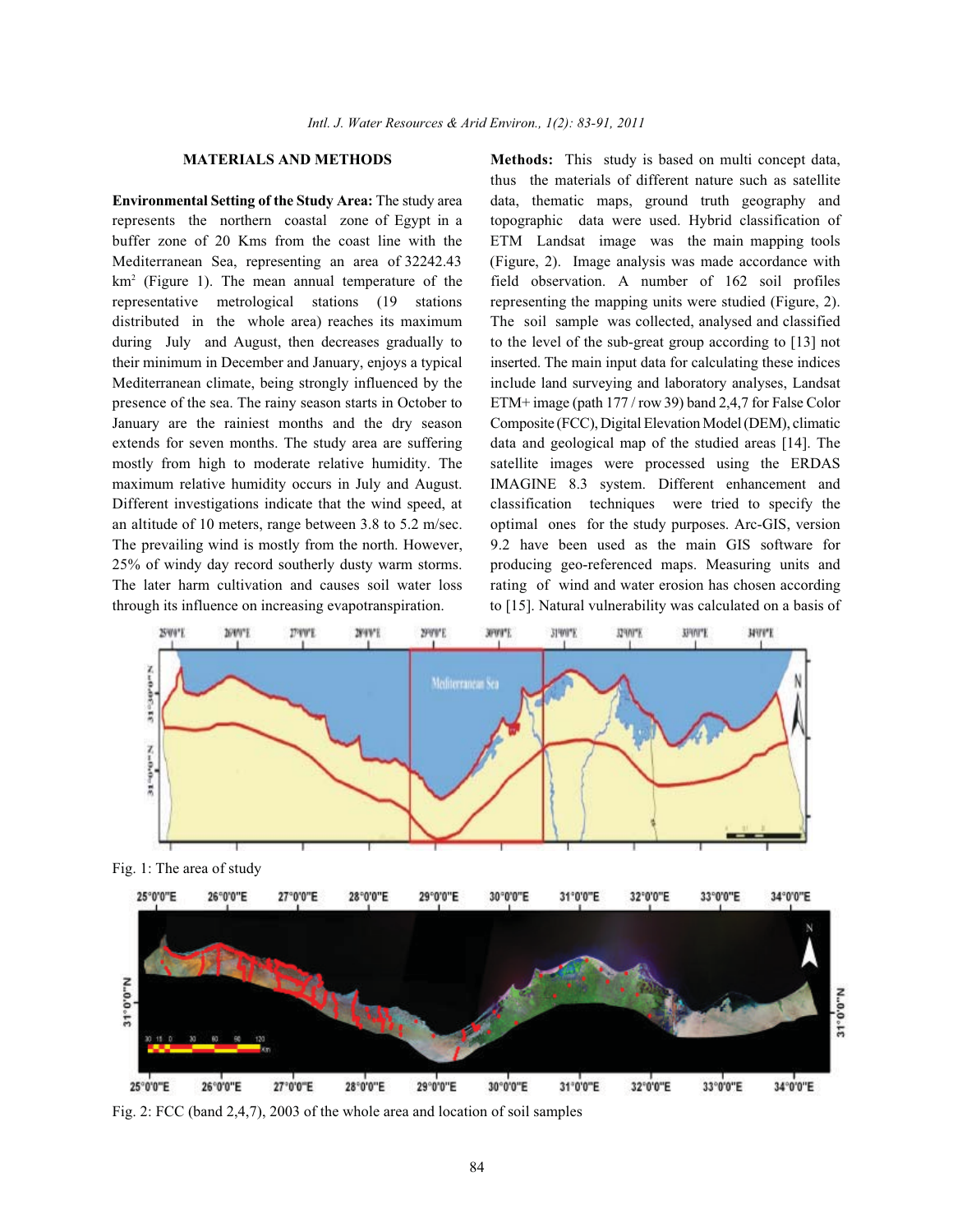## MATERIALS AND METHODS

**Environmental Setting of the Study Area:** The study area represents the northern coastal zone of Egypt in a buffer zone of 20 Kms from the coast line with the Mediterranean Sea, representing an area of 32242.43 km$^2$ (Figure 1). The mean annual temperature of the representative metrological stations (19 stations distributed in the whole area) reaches its maximum during July and August, then decreases gradually to their minimum in December and January, enjoys a typical Mediterranean climate, being strongly influenced by the presence of the sea. The rainy season starts in October to January are the rainiest months and the dry season extends for seven months. The study area are suffering mostly from high to moderate relative humidity. The maximum relative humidity occurs in July and August. Different investigations indicate that the wind speed, at an altitude of 10 meters, range between 3.8 to 5.2 m/sec. The prevailing wind is mostly from the north. However, 25% of windy day record southerly dusty warm storms. The later harm cultivation and causes soil water loss through its influence on increasing evapotranspiration.

**Methods:** This study is based on multi concept data, thus the materials of different nature such as satellite data, thematic maps, ground truth geography and topographic data were used. Hybrid classification of ETM Landsat image was the main mapping tools (Figure, 2). Image analysis was made accordance with field observation. A number of 162 soil profiles representing the mapping units were studied (Figure, 2). The soil sample was collected, analysed and classified to the level of the sub-great group according to [13] not inserted. The main input data for calculating these indices include land surveying and laboratory analyses, Landsat ETM+ image (path 177 / row 39) band 2,4,7 for False Color Composite (FCC), Digital Elevation Model (DEM), climatic data and geological map of the studied areas [14]. The satellite images were processed using the ERDAS IMAGINE 8.3 system. Different enhancement and classification techniques were tried to specify the optimal ones for the study purposes. Arc-GIS, version 9.2 have been used as the main GIS software for producing geo-referenced maps. Measuring units and rating of wind and water erosion has chosen according to [15]. Natural vulnerability was calculated on a basis of

Fig. 1: The area of study

Fig. 2: FCC (band 2,4,7), 2003 of the whole area and location of soil samples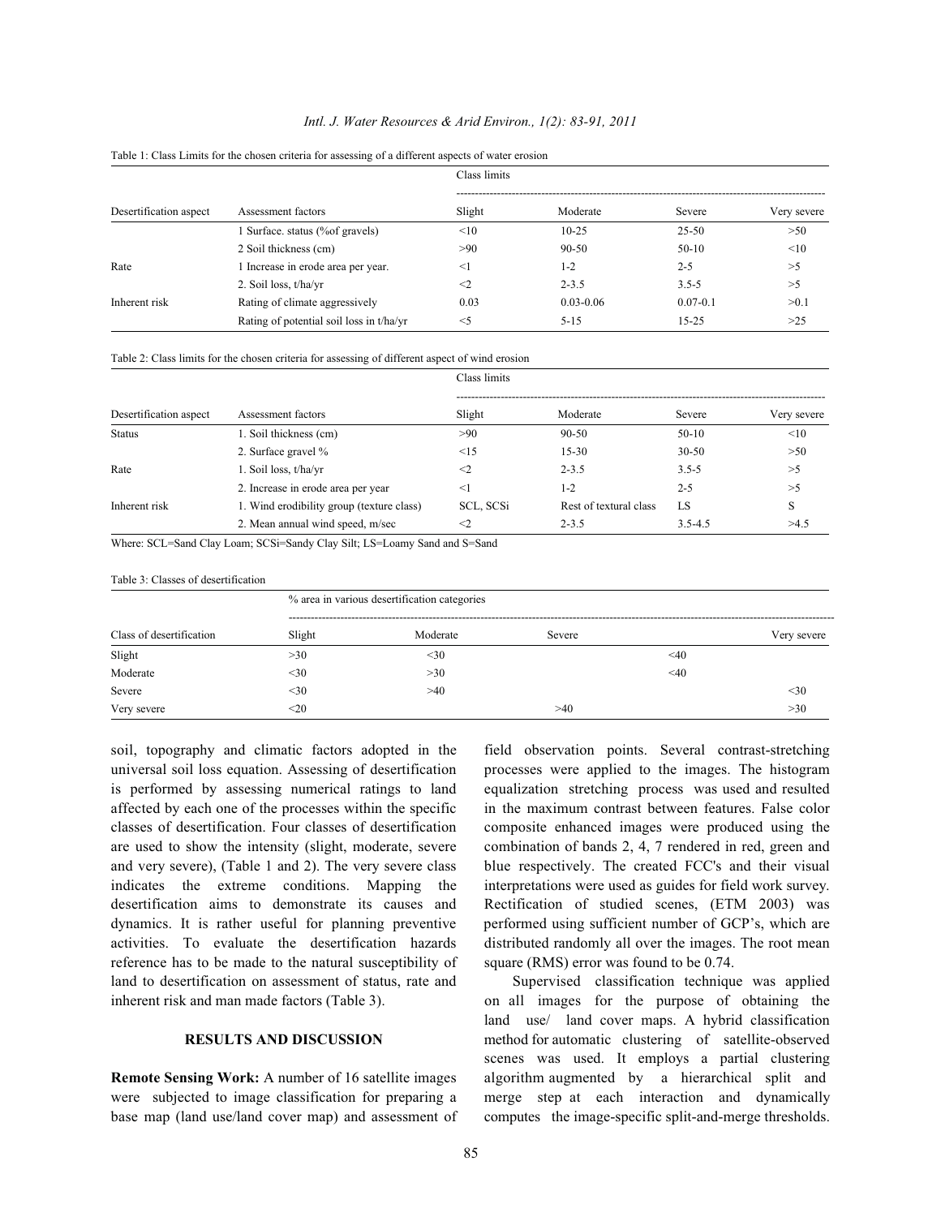Table 1: Class Limits for the chosen criteria for assessing of a different aspects of water erosion

| Desertification aspect | Assessment factors | Class limits | | | |
|---|---|---|---|---|---|
| | | Slight | Moderate | Severe | Very severe |
| | 1 Surface. status (%of gravels) | <10 | 10-25 | 25-50 | >50 |
| | 2 Soil thickness (cm) | >90 | 90-50 | 50-10 | <10 |
| Rate | 1 Increase in erode area per year. | <1 | 1-2 | 2-5 | >5 |
| | 2. Soil loss, t/ha/yr | <2 | 2-3.5 | 3.5-5 | >5 |
| Inherent risk | Rating of climate aggressively | 0.03 | 0.03-0.06 | 0.07-0.1 | >0.1 |
| | Rating of potential soil loss in t/ha/yr | <5 | 5-15 | 15-25 | >25 |

Table 2: Class limits for the chosen criteria for assessing of different aspect of wind erosion

| Desertification aspect | Assessment factors | Class limits | | | |
|---|---|---|---|---|---|
| | | Slight | Moderate | Severe | Very severe |
| Status | 1. Soil thickness (cm) | >90 | 90-50 | 50-10 | <10 |
| | 2. Surface gravel % | <15 | 15-30 | 30-50 | >50 |
| Rate | 1. Soil loss, t/ha/yr | <2 | 2-3.5 | 3.5-5 | >5 |
| | 2. Increase in erode area per year | <1 | 1-2 | 2-5 | >5 |
| Inherent risk | 1. Wind erodibility group (texture class) | SCL, SCSi | Rest of textural class | LS | S |
| | 2. Mean annual wind speed, m/sec | <2 | 2-3.5 | 3.5-4.5 | >4.5 |

Where: SCL=Sand Clay Loam; SCSi=Sandy Clay Silt; LS=Loamy Sand and S=Sand

Table 3: Classes of desertification

| Class of desertification | % area in various desertification categories | | | |
|---|---|---|---|---|
| | Slight | Moderate | Severe | Very severe |
| Slight | >30 | <30 | <40 | |
| Moderate | <30 | >30 | <40 | |
| Severe | <30 | >40 | | <30 |
| Very severe | <20 | | >40 | >30 |

soil, topography and climatic factors adopted in the universal soil loss equation. Assessing of desertification is performed by assessing numerical ratings to land affected by each one of the processes within the specific classes of desertification. Four classes of desertification are used to show the intensity (slight, moderate, severe and very severe), (Table 1 and 2). The very severe class indicates the extreme conditions. Mapping the desertification aims to demonstrate its causes and dynamics. It is rather useful for planning preventive activities. To evaluate the desertification hazards reference has to be made to the natural susceptibility of land to desertification on assessment of status, rate and inherent risk and man made factors (Table 3).

## RESULTS AND DISCUSSION

**Remote Sensing Work:** A number of 16 satellite images were subjected to image classification for preparing a base map (land use/land cover map) and assessment of field observation points. Several contrast-stretching processes were applied to the images. The histogram equalization stretching process was used and resulted in the maximum contrast between features. False color composite enhanced images were produced using the combination of bands 2, 4, 7 rendered in red, green and blue respectively. The created FCC's and their visual interpretations were used as guides for field work survey. Rectification of studied scenes, (ETM 2003) was performed using sufficient number of GCP's, which are distributed randomly all over the images. The root mean square (RMS) error was found to be 0.74.

Supervised classification technique was applied on all images for the purpose of obtaining the land use/ land cover maps. A hybrid classification method for automatic clustering of satellite-observed scenes was used. It employs a partial clustering algorithm augmented by a hierarchical split and merge step at each interaction and dynamically computes the image-specific split-and-merge thresholds.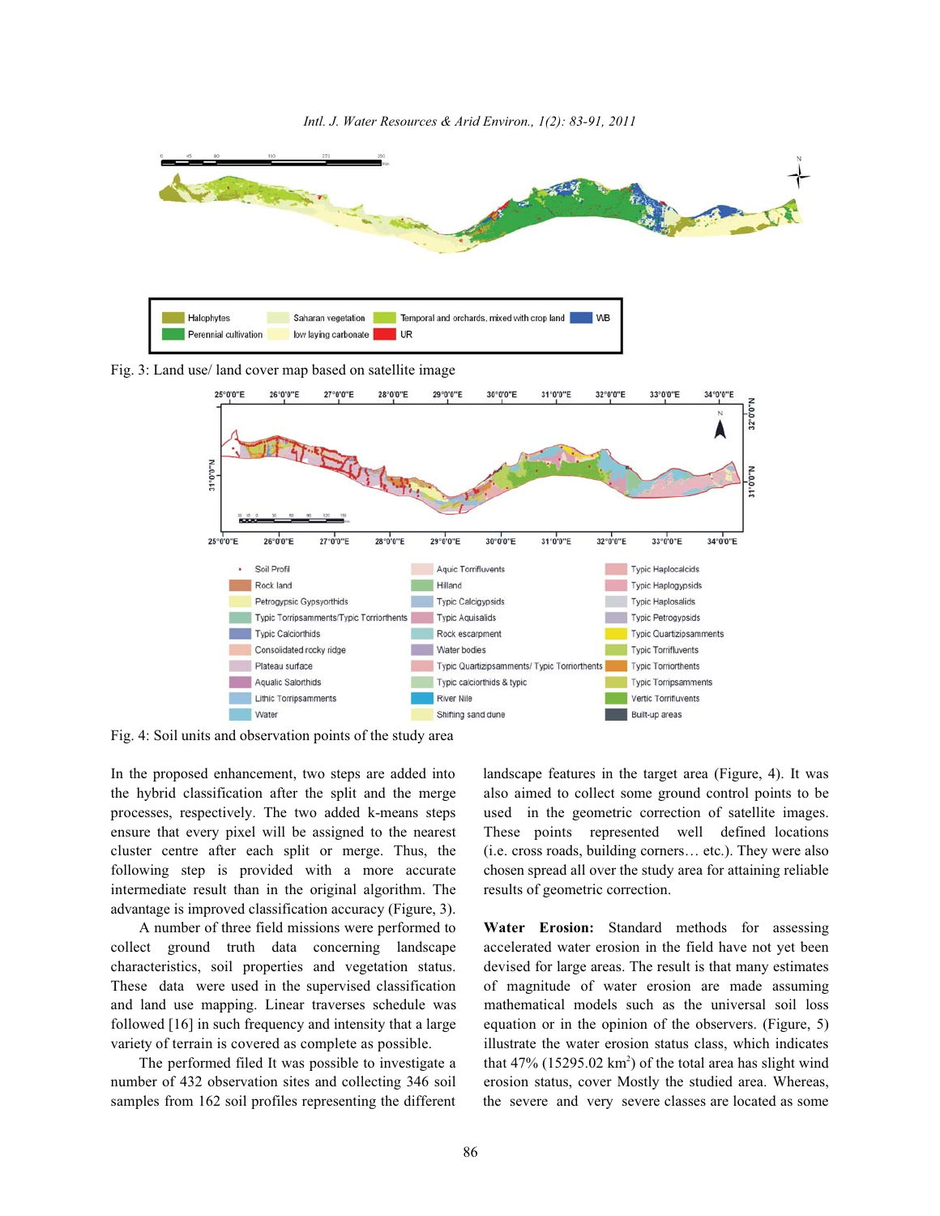Fig. 3: Land use/ land cover map based on satellite image

Fig. 4: Soil units and observation points of the study area

In the proposed enhancement, two steps are added into the hybrid classification after the split and the merge processes, respectively. The two added k-means steps ensure that every pixel will be assigned to the nearest cluster centre after each split or merge. Thus, the following step is provided with a more accurate intermediate result than in the original algorithm. The advantage is improved classification accuracy (Figure, 3).

A number of three field missions were performed to collect ground truth data concerning landscape characteristics, soil properties and vegetation status. These data were used in the supervised classification and land use mapping. Linear traverses schedule was followed [16] in such frequency and intensity that a large variety of terrain is covered as complete as possible.

The performed filed It was possible to investigate a number of 432 observation sites and collecting 346 soil samples from 162 soil profiles representing the different landscape features in the target area (Figure, 4). It was also aimed to collect some ground control points to be used in the geometric correction of satellite images. These points represented well defined locations (i.e. cross roads, building corners… etc.). They were also chosen spread all over the study area for attaining reliable results of geometric correction.

**Water Erosion:** Standard methods for assessing accelerated water erosion in the field have not yet been devised for large areas. The result is that many estimates of magnitude of water erosion are made assuming mathematical models such as the universal soil loss equation or in the opinion of the observers. (Figure, 5) illustrate the water erosion status class, which indicates that 47% (15295.02 $km^2$) of the total area has slight wind erosion status, cover Mostly the studied area. Whereas, the severe and very severe classes are located as some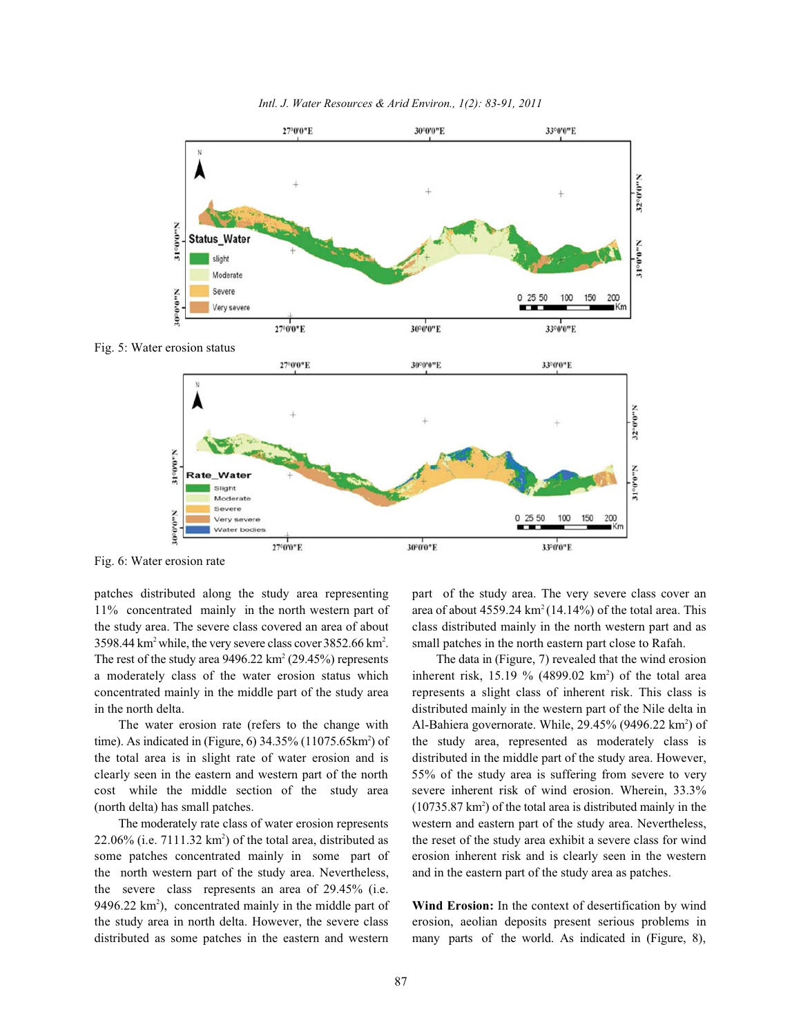Fig. 5: Water erosion status

Fig. 6: Water erosion rate

patches distributed along the study area representing 11% concentrated mainly in the north western part of the study area. The severe class covered an area of about 3598.44 km$^2$ while, the very severe class cover 3852.66 km$^2$. The rest of the study area 9496.22 km$^2$ (29.45%) represents a moderately class of the water erosion status which concentrated mainly in the middle part of the study area in the north delta.

The water erosion rate (refers to the change with time). As indicated in (Figure, 6) 34.35% (11075.65km$^2$) of the total area is in slight rate of water erosion and is clearly seen in the eastern and western part of the north cost while the middle section of the study area (north delta) has small patches.

The moderately rate class of water erosion represents 22.06% (i.e. 7111.32 km$^2$) of the total area, distributed as some patches concentrated mainly in some part of the north western part of the study area. Nevertheless, the severe class represents an area of 29.45% (i.e. 9496.22 km$^2$), concentrated mainly in the middle part of the study area in north delta. However, the severe class distributed as some patches in the eastern and western part of the study area. The very severe class cover an area of about 4559.24 km$^2$ (14.14%) of the total area. This class distributed mainly in the north western part and as small patches in the north eastern part close to Rafah.

The data in (Figure, 7) revealed that the wind erosion inherent risk, 15.19 % (4899.02 km$^2$) of the total area represents a slight class of inherent risk. This class is distributed mainly in the western part of the Nile delta in Al-Bahiera governorate. While, 29.45% (9496.22 km$^2$) of the study area, represented as moderately class is distributed in the middle part of the study area. However, 55% of the study area is suffering from severe to very severe inherent risk of wind erosion. Wherein, 33.3% (10735.87 km$^2$) of the total area is distributed mainly in the western and eastern part of the study area. Nevertheless, the reset of the study area exhibit a severe class for wind erosion inherent risk and is clearly seen in the western and in the eastern part of the study area as patches.

**Wind Erosion:** In the context of desertification by wind erosion, aeolian deposits present serious problems in many parts of the world. As indicated in (Figure, 8),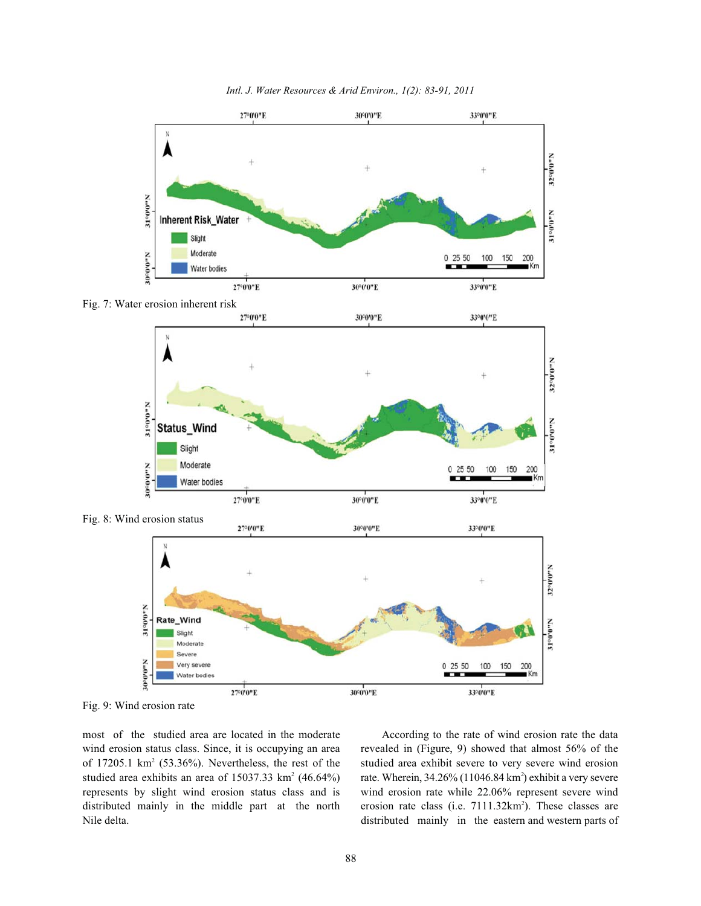Fig. 7: Water erosion inherent risk

Fig. 8: Wind erosion status

Fig. 9: Wind erosion rate

most of the studied area are located in the moderate wind erosion status class. Since, it is occupying an area of 17205.1 km$^2$ (53.36%). Nevertheless, the rest of the studied area exhibits an area of 15037.33 km$^2$ (46.64%) represents by slight wind erosion status class and is distributed mainly in the middle part at the north Nile delta.

According to the rate of wind erosion rate the data revealed in (Figure, 9) showed that almost 56% of the studied area exhibit severe to very severe wind erosion rate. Wherein, 34.26% (11046.84 km$^2$) exhibit a very severe wind erosion rate while 22.06% represent severe wind erosion rate class (i.e. 7111.32km$^2$). These classes are distributed mainly in the eastern and western parts of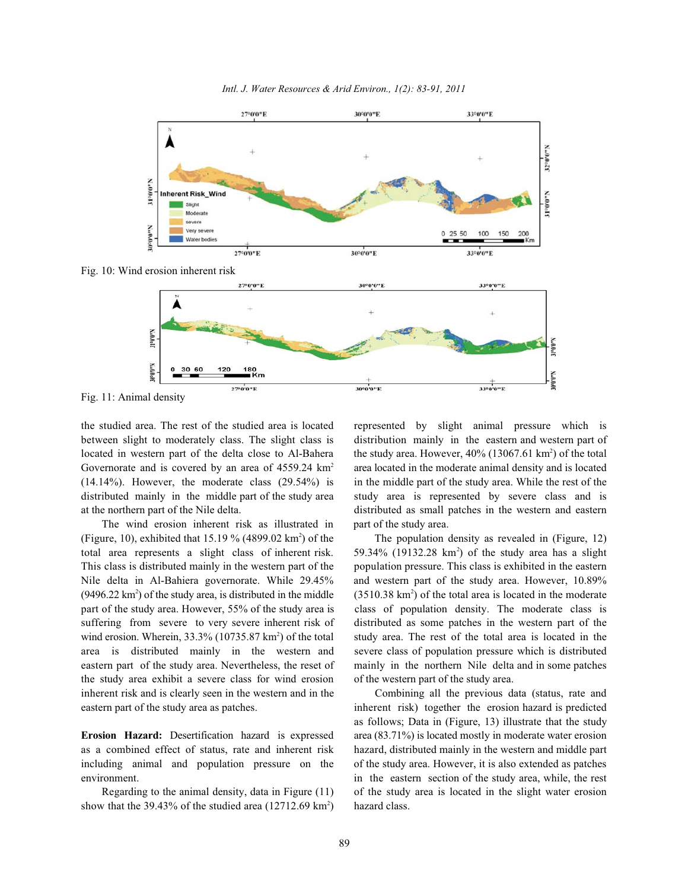Fig. 10: Wind erosion inherent risk

Fig. 11: Animal density

the studied area. The rest of the studied area is located between slight to moderately class. The slight class is located in western part of the delta close to Al-Bahera Governorate and is covered by an area of 4559.24 km$^2$ (14.14%). However, the moderate class (29.54%) is distributed mainly in the middle part of the study area at the northern part of the Nile delta.

The wind erosion inherent risk as illustrated in (Figure, 10), exhibited that 15.19 % (4899.02 km$^2$) of the total area represents a slight class of inherent risk. This class is distributed mainly in the western part of the Nile delta in Al-Bahiera governorate. While 29.45% (9496.22 km$^2$) of the study area, is distributed in the middle part of the study area. However, 55% of the study area is suffering from severe to very severe inherent risk of wind erosion. Wherein, 33.3% (10735.87 km$^2$) of the total area is distributed mainly in the western and eastern part of the study area. Nevertheless, the reset of the study area exhibit a severe class for wind erosion inherent risk and is clearly seen in the western and in the eastern part of the study area as patches.

**Erosion Hazard:** Desertification hazard is expressed as a combined effect of status, rate and inherent risk including animal and population pressure on the environment.

Regarding to the animal density, data in Figure (11) show that the 39.43% of the studied area (12712.69 km$^2$) represented by slight animal pressure which is distribution mainly in the eastern and western part of the study area. However, 40% (13067.61 km$^2$) of the total area located in the moderate animal density and is located in the middle part of the study area. While the rest of the study area is represented by severe class and is distributed as small patches in the western and eastern part of the study area.

The population density as revealed in (Figure, 12) 59.34% (19132.28 km$^2$) of the study area has a slight population pressure. This class is exhibited in the eastern and western part of the study area. However, 10.89% (3510.38 km$^2$) of the total area is located in the moderate class of population density. The moderate class is distributed as some patches in the western part of the study area. The rest of the total area is located in the severe class of population pressure which is distributed mainly in the northern Nile delta and in some patches of the western part of the study area.

Combining all the previous data (status, rate and inherent risk) together the erosion hazard is predicted as follows; Data in (Figure, 13) illustrate that the study area (83.71%) is located mostly in moderate water erosion hazard, distributed mainly in the western and middle part of the study area. However, it is also extended as patches in the eastern section of the study area, while, the rest of the study area is located in the slight water erosion hazard class.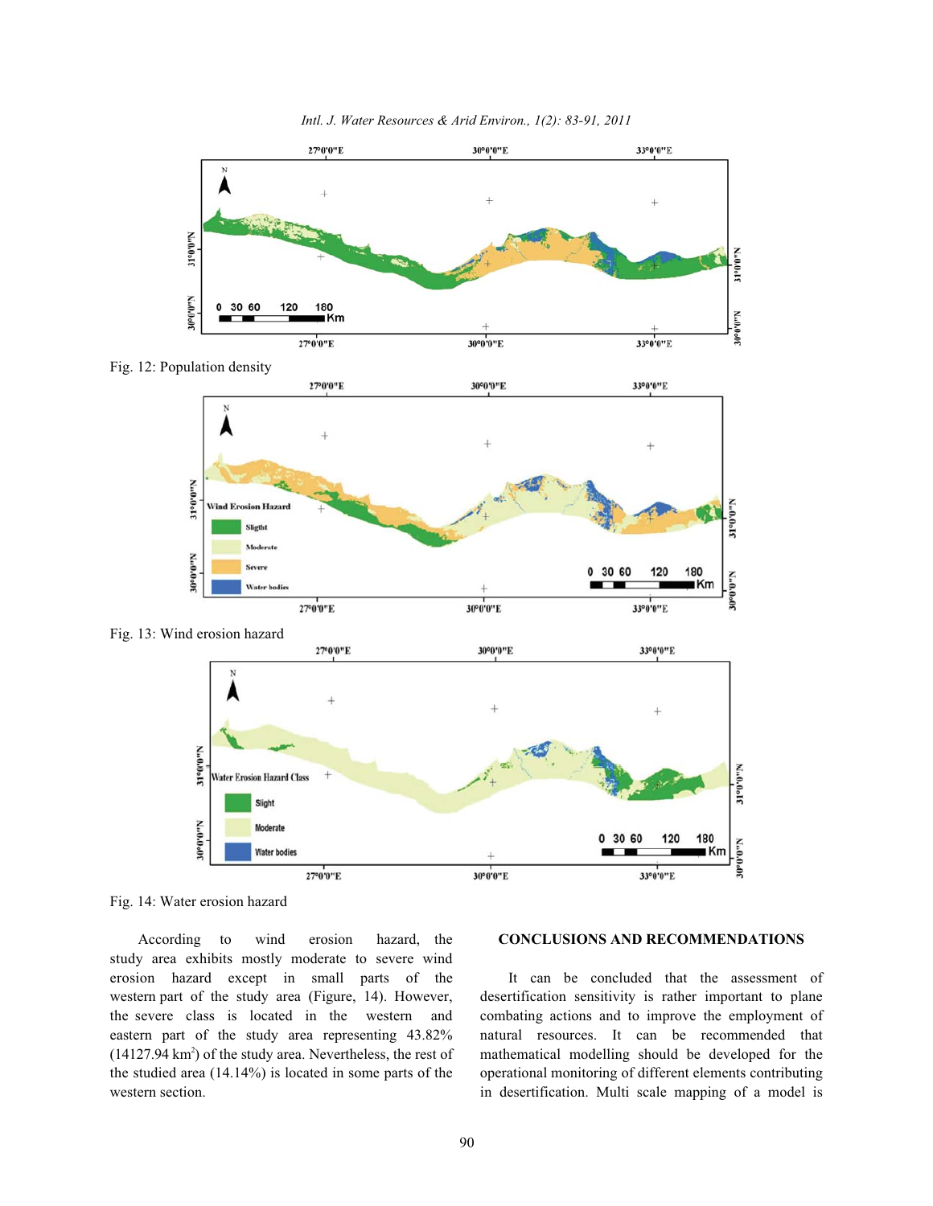Fig. 12: Population density

Fig. 13: Wind erosion hazard

Fig. 14: Water erosion hazard

According to wind erosion hazard, the study area exhibits mostly moderate to severe wind erosion hazard except in small parts of the western part of the study area (Figure, 14). However, the severe class is located in the western and eastern part of the study area representing 43.82% (14127.94 km$^2$) of the study area. Nevertheless, the rest of the studied area (14.14%) is located in some parts of the western section.

## CONCLUSIONS AND RECOMMENDATIONS

It can be concluded that the assessment of desertification sensitivity is rather important to plane combating actions and to improve the employment of natural resources. It can be recommended that mathematical modelling should be developed for the operational monitoring of different elements contributing in desertification. Multi scale mapping of a model is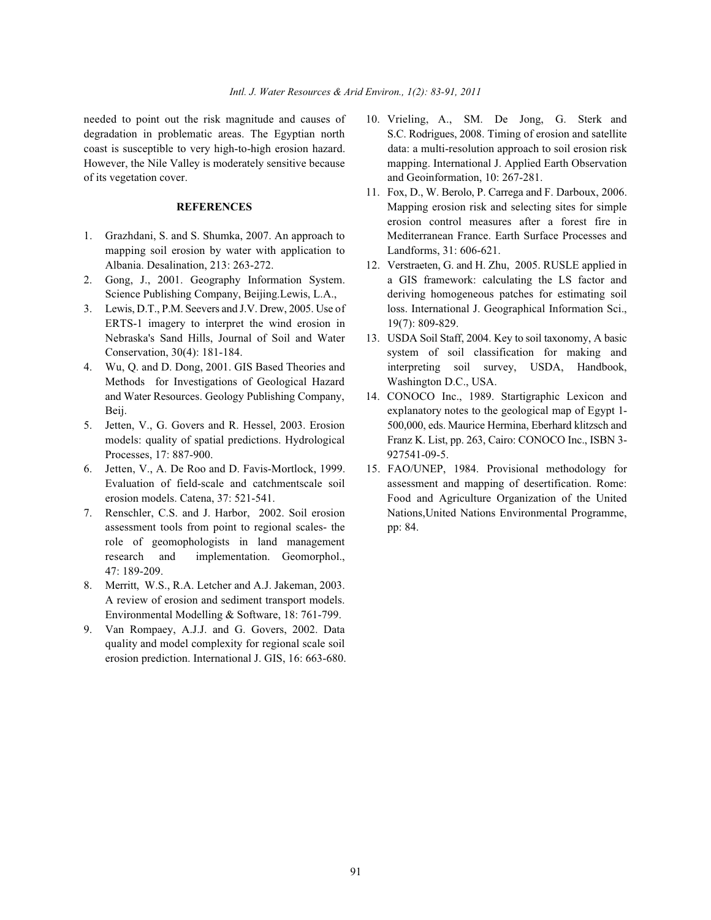needed to point out the risk magnitude and causes of degradation in problematic areas. The Egyptian north coast is susceptible to very high-to-high erosion hazard. However, the Nile Valley is moderately sensitive because of its vegetation cover.

## REFERENCES

1. Grazhdani, S. and S. Shumka, 2007. An approach to mapping soil erosion by water with application to Albania. Desalination, 213: 263-272.
2. Gong, J., 2001. Geography Information System. Science Publishing Company, Beijing.Lewis, L.A.,
3. Lewis, D.T., P.M. Seevers and J.V. Drew, 2005. Use of ERTS-1 imagery to interpret the wind erosion in Nebraska's Sand Hills, Journal of Soil and Water Conservation, 30(4): 181-184.
4. Wu, Q. and D. Dong, 2001. GIS Based Theories and Methods for Investigations of Geological Hazard and Water Resources. Geology Publishing Company, Beij.
5. Jetten, V., G. Govers and R. Hessel, 2003. Erosion models: quality of spatial predictions. Hydrological Processes, 17: 887-900.
6. Jetten, V., A. De Roo and D. Favis-Mortlock, 1999. Evaluation of field-scale and catchmentscale soil erosion models. Catena, 37: 521-541.
7. Renschler, C.S. and J. Harbor, 2002. Soil erosion assessment tools from point to regional scales- the role of geomophologists in land management research and implementation. Geomorphol., 47: 189-209.
8. Merritt, W.S., R.A. Letcher and A.J. Jakeman, 2003. A review of erosion and sediment transport models. Environmental Modelling & Software, 18: 761-799.
9. Van Rompaey, A.J.J. and G. Govers, 2002. Data quality and model complexity for regional scale soil erosion prediction. International J. GIS, 16: 663-680.
10. Vrieling, A., SM. De Jong, G. Sterk and S.C. Rodrigues, 2008. Timing of erosion and satellite data: a multi-resolution approach to soil erosion risk mapping. International J. Applied Earth Observation and Geoinformation, 10: 267-281.
11. Fox, D., W. Berolo, P. Carrega and F. Darboux, 2006. Mapping erosion risk and selecting sites for simple erosion control measures after a forest fire in Mediterranean France. Earth Surface Processes and Landforms, 31: 606-621.
12. Verstraeten, G. and H. Zhu, 2005. RUSLE applied in a GIS framework: calculating the LS factor and deriving homogeneous patches for estimating soil loss. International J. Geographical Information Sci., 19(7): 809-829.
13. USDA Soil Staff, 2004. Key to soil taxonomy, A basic system of soil classification for making and interpreting soil survey, USDA, Handbook, Washington D.C., USA.
14. CONOCO Inc., 1989. Startigraphic Lexicon and explanatory notes to the geological map of Egypt 1-500,000, eds. Maurice Hermina, Eberhard klitzsch and Franz K. List, pp. 263, Cairo: CONOCO Inc., ISBN 3-927541-09-5.
15. FAO/UNEP, 1984. Provisional methodology for assessment and mapping of desertification. Rome: Food and Agriculture Organization of the United Nations,United Nations Environmental Programme, pp: 84.